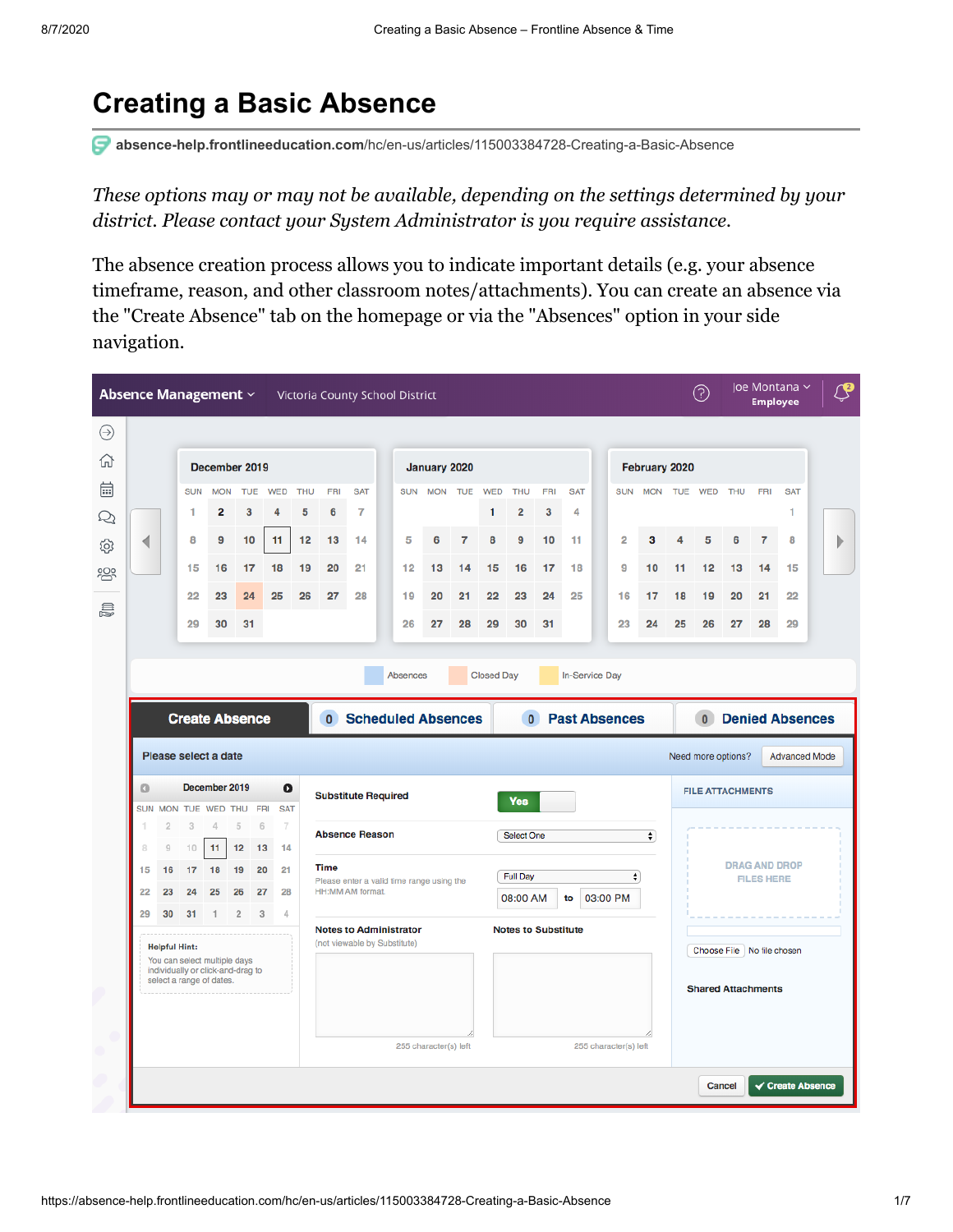# Creating a Basic Absence

absence-help.frontlineeducation.com/hc/en-us/articles/115003384728-Creating-a-Basic-Absence

*These options may or may not be available, depending on the settings determined by your district. Please contact your System Administrator is you require assistance.*

The absence creation process allows you to indicate important details (e.g. your absence timeframe, reason, and other classroom notes/attachments). You can create an absence via the "Create Absence" tab on the homepage or via the "Absences" option in your side navigation.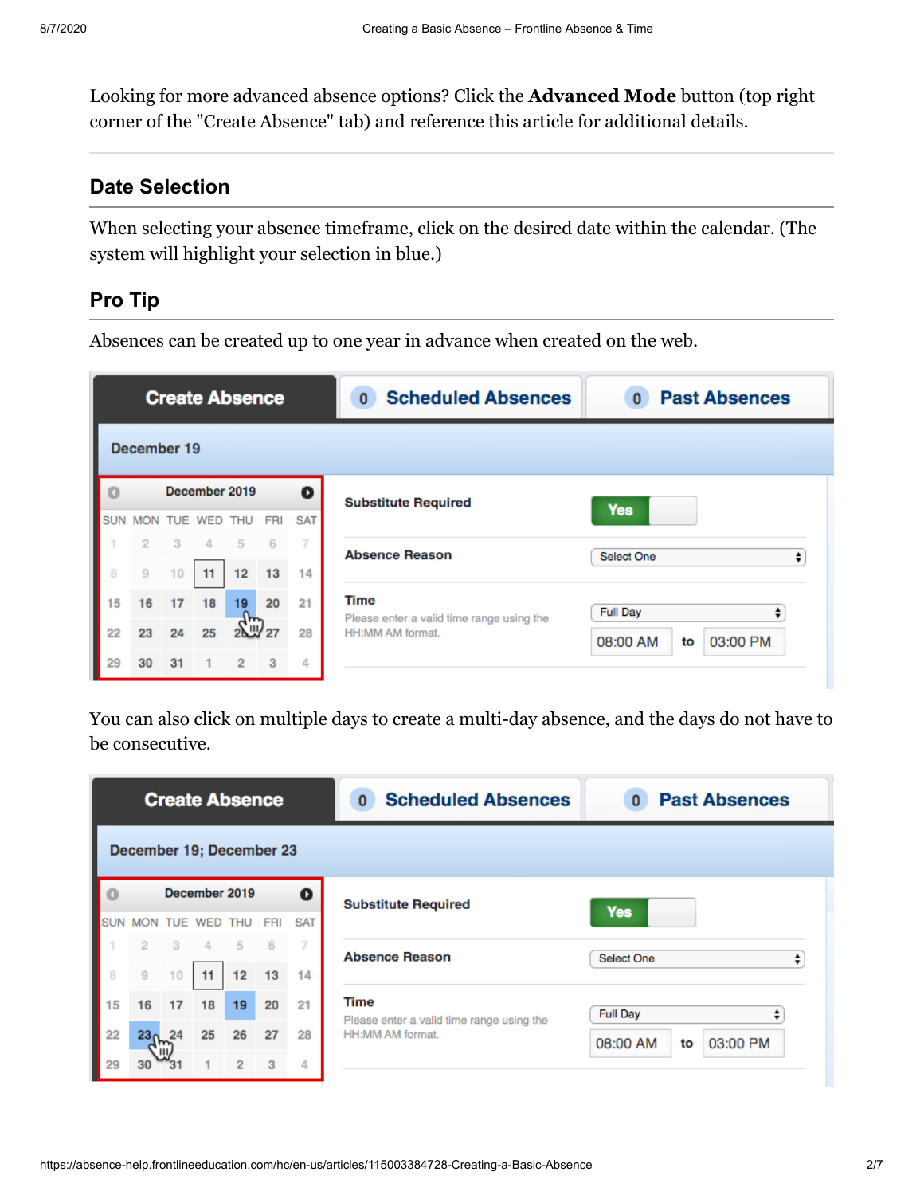Looking for more advanced absence options? Click the **Advanced Mode** button (top right corner of the "Create Absence" tab) and reference this article for additional details.

## Date Selection

When selecting your absence timeframe, click on the desired date within the calendar. (The system will highlight your selection in blue.)

## Pro Tip

Absences can be created up to one year in advance when created on the web.

You can also click on multiple days to create a multi-day absence, and the days do not have to be consecutive.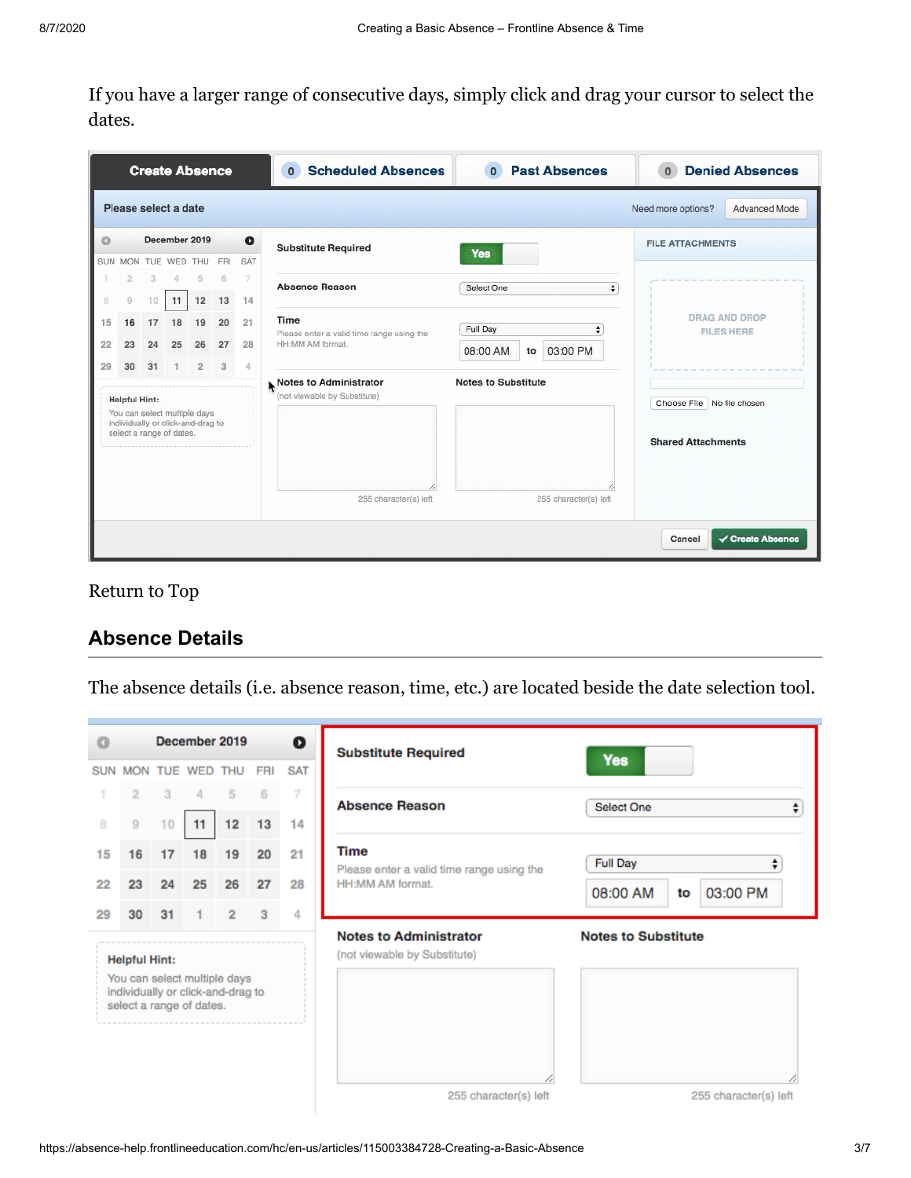If you have a larger range of consecutive days, simply click and drag your cursor to select the dates.

Return to Top

## Absence Details

The absence details (i.e. absence reason, time, etc.) are located beside the date selection tool.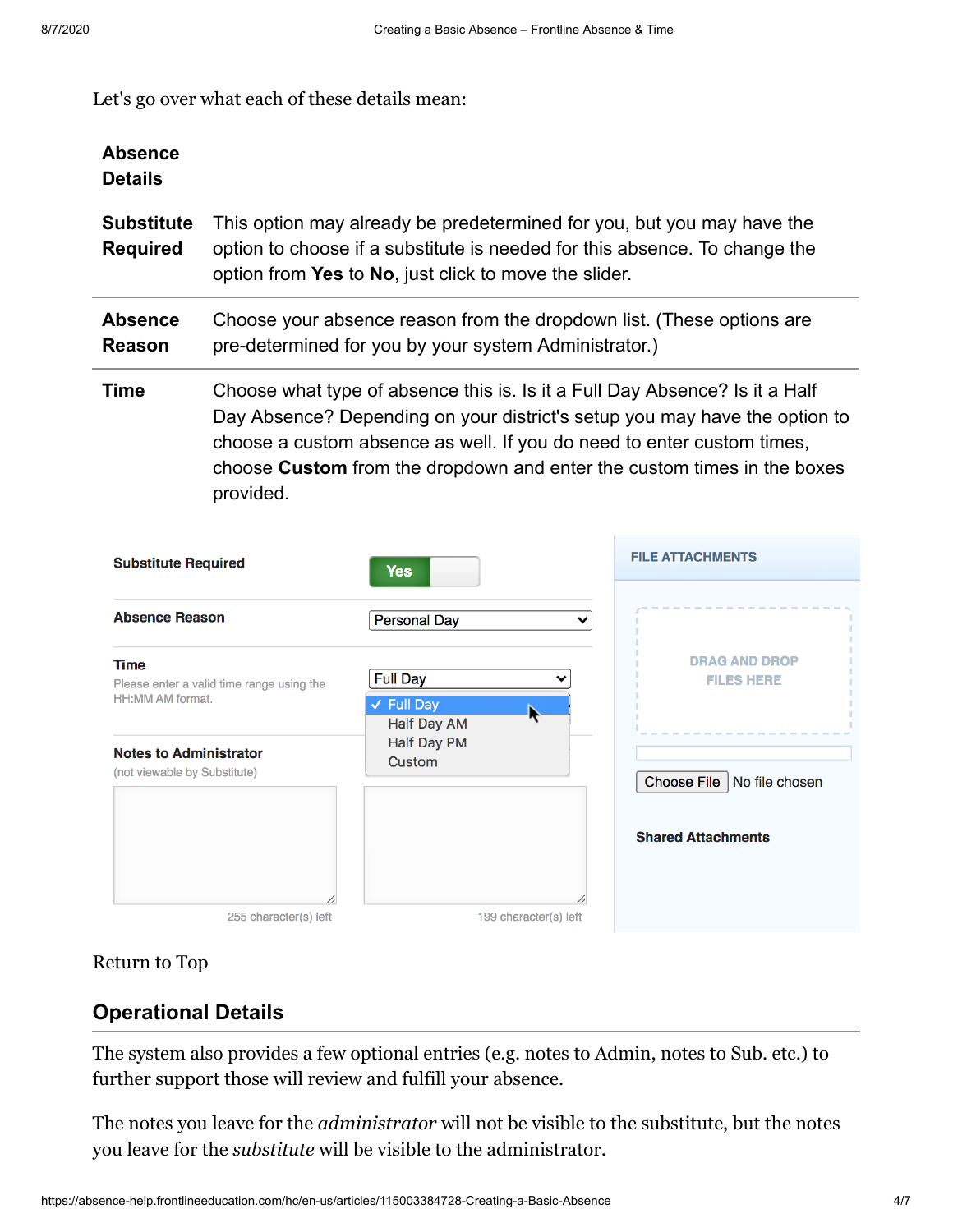Let's go over what each of these details mean:

| Absence Details | |
|---|---|
| **Substitute Required** | This option may already be predetermined for you, but you may have the option to choose if a substitute is needed for this absence. To change the option from **Yes** to **No**, just click to move the slider. |
| **Absence Reason** | Choose your absence reason from the dropdown list. (These options are pre-determined for you by your system Administrator.) |
| **Time** | Choose what type of absence this is. Is it a Full Day Absence? Is it a Half Day Absence? Depending on your district's setup you may have the option to choose a custom absence as well. If you do need to enter custom times, choose **Custom** from the dropdown and enter the custom times in the boxes provided. |

**Substitute Required** Yes

**Absence Reason** Personal Day

**Time** Full Day

Please enter a valid time range using the HH:MM AM format.

- Full Day
- Half Day AM
- Half Day PM
- Custom

**Notes to Administrator**

(not viewable by Substitute)

255 character(s) left

199 character(s) left

**FILE ATTACHMENTS**

DRAG AND DROP FILES HERE

Choose File No file chosen

**Shared Attachments**

Return to Top

## Operational Details

The system also provides a few optional entries (e.g. notes to Admin, notes to Sub. etc.) to further support those will review and fulfill your absence.

The notes you leave for the *administrator* will not be visible to the substitute, but the notes you leave for the *substitute* will be visible to the administrator.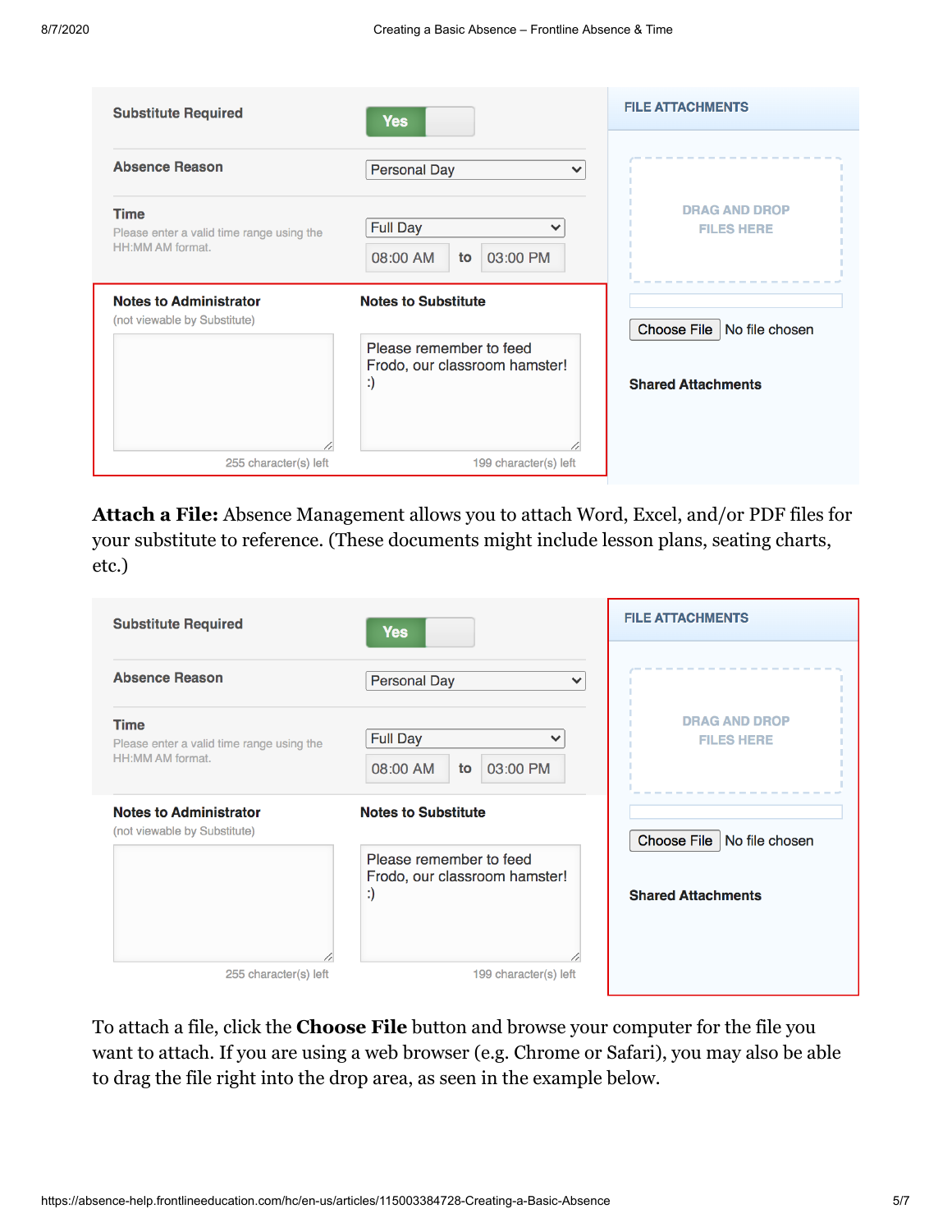| Substitute Required | Yes | FILE ATTACHMENTS |
|---|---|---|
| Absence Reason | Personal Day | DRAG AND DROP FILES HERE |
| Time<br>Please enter a valid time range using the HH:MM AM format. | Full Day<br>08:00 AM to 03:00 PM | Choose File No file chosen |
| Notes to Administrator<br>(not viewable by Substitute)<br><br>255 character(s) left | Notes to Substitute<br>Please remember to feed Frodo, our classroom hamster! :)<br><br>199 character(s) left | Shared Attachments |

**Attach a File:** Absence Management allows you to attach Word, Excel, and/or PDF files for your substitute to reference. (These documents might include lesson plans, seating charts, etc.)

| Substitute Required | Yes | FILE ATTACHMENTS |
|---|---|---|
| Absence Reason | Personal Day | DRAG AND DROP FILES HERE |
| Time<br>Please enter a valid time range using the HH:MM AM format. | Full Day<br>08:00 AM to 03:00 PM | Choose File No file chosen |
| Notes to Administrator<br>(not viewable by Substitute)<br><br>255 character(s) left | Notes to Substitute<br>Please remember to feed Frodo, our classroom hamster! :)<br><br>199 character(s) left | Shared Attachments |

To attach a file, click the **Choose File** button and browse your computer for the file you want to attach. If you are using a web browser (e.g. Chrome or Safari), you may also be able to drag the file right into the drop area, as seen in the example below.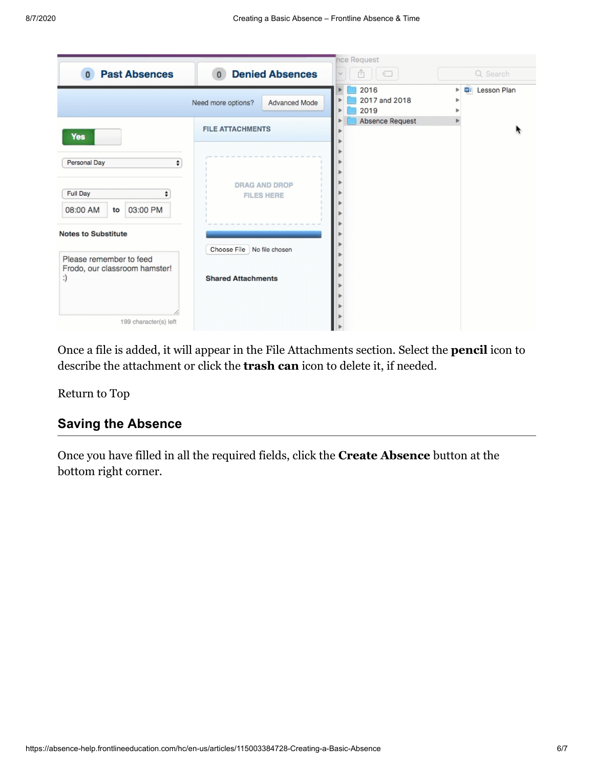Once a file is added, it will appear in the File Attachments section. Select the **pencil** icon to describe the attachment or click the **trash can** icon to delete it, if needed.

Return to Top

## Saving the Absence

Once you have filled in all the required fields, click the **Create Absence** button at the bottom right corner.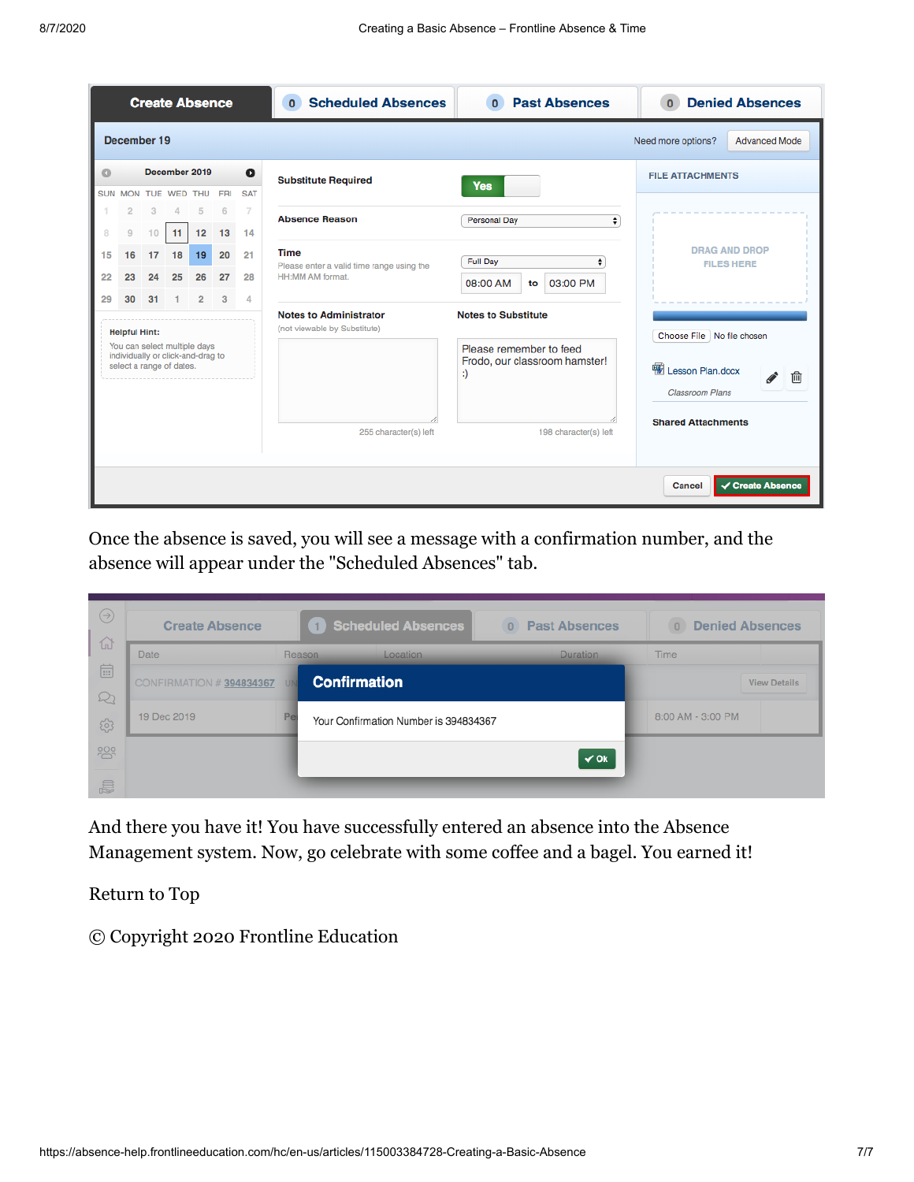Once the absence is saved, you will see a message with a confirmation number, and the absence will appear under the "Scheduled Absences" tab.

And there you have it! You have successfully entered an absence into the Absence Management system. Now, go celebrate with some coffee and a bagel. You earned it!

Return to Top

© Copyright 2020 Frontline Education